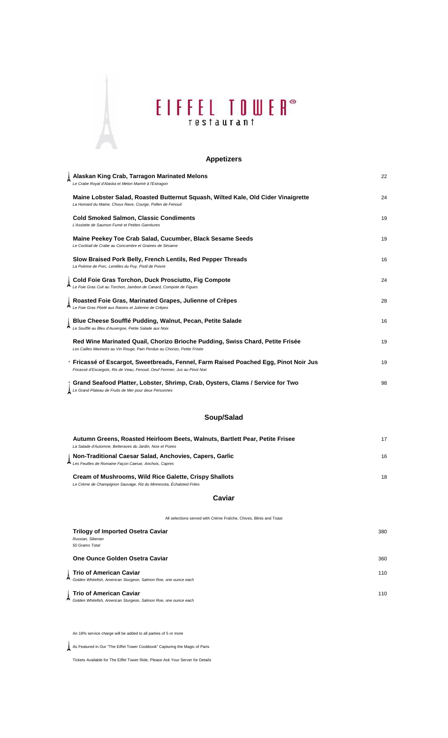# EIFFEL TOWER® restaurant

## Appetizers

**Alaskan King Crab, Tarragon Marinated Melons** 22
*Le Crabe Royal d'Alaska et Melon Mariné à l'Estragon*

**Maine Lobster Salad, Roasted Butternut Squash, Wilted Kale, Old Cider Vinaigrette** 24
*La Homard du Maine, Choux Rave, Courge, Pollen de Fenouil*

**Cold Smoked Salmon, Classic Condiments** 19
*L'Assiette de Saumon Fumé et Petites Garnitures*

**Maine Peekey Toe Crab Salad, Cucumber, Black Sesame Seeds** 19
*Le Cocktail de Crabe au Concombre et Graines de Sésame*

**Slow Braised Pork Belly, French Lentils, Red Pepper Threads** 16
*La Poitrine de Porc, Lentilles du Puy, Pistil de Poivre*

**Cold Foie Gras Torchon, Duck Prosciutto, Fig Compote** 24
*Le Foie Gras Cuit au Torchon, Jambon de Canard, Compote de Figues*

**Roasted Foie Gras, Marinated Grapes, Julienne of Crêpes** 28
*Le Foie Gras Pôelé aux Raisins et Julienne de Crêpes*

**Blue Cheese Soufflé Pudding, Walnut, Pecan, Petite Salade** 16
*Le Soufflé au Bleu d'Auvergne, Petite Salade aux Noix*

**Red Wine Marinated Quail, Chorizo Brioche Pudding, Swiss Chard, Petite Frisée** 19
*Les Cailles Marineés au Vin Rouge, Pain Perdue au Chorizo, Petite Frisée*

* **Fricassé of Escargot, Sweetbreads, Fennel, Farm Raised Poached Egg, Pinot Noir Jus** 19
*Fricassé d'Escargots, Ris de Veau, Fenouil, Oeuf Fermier, Jus au Pinot Noir*

* **Grand Seafood Platter, Lobster, Shrimp, Crab, Oysters, Clams / Service for Two** 98
*Le Grand Plateau de Fruits de Mer pour deux Personnes*

## Soup/Salad

**Autumn Greens, Roasted Heirloom Beets, Walnuts, Bartlett Pear, Petite Frisee** 17
*La Salade d'Automne, Betteraves du Jardin, Noix et Poires*

**Non-Traditional Caesar Salad, Anchovies, Capers, Garlic** 16
*Les Feuilles de Romaine Façon Caesar, Anchois, Capres*

**Cream of Mushrooms, Wild Rice Galette, Crispy Shallots** 18
*Le Crème de Champignon Sauvage, Riz du Minnesota, Échaloted Frites*

## Caviar

All selections served with Crème Fraîche, Chives, Blinis and Toast

**Trilogy of Imported Osetra Caviar** 380
*Russian, Siberian*
*50 Grams Total*

**One Ounce Golden Osetra Caviar** 360

**Trio of American Caviar** 110
*Golden Whitefish, American Sturgeon, Salmon Roe, one ounce each*

**Trio of American Caviar** 110
*Golden Whitefish, American Sturgeon, Salmon Roe, one ounce each*

An 18% service charge will be added to all parties of 5 or more

As Featured in Our "The Eiffel Tower Cookbook" Capturing the Magic of Paris

Tickets Available for The Eiffel Tower Ride, Please Ask Your Server for Details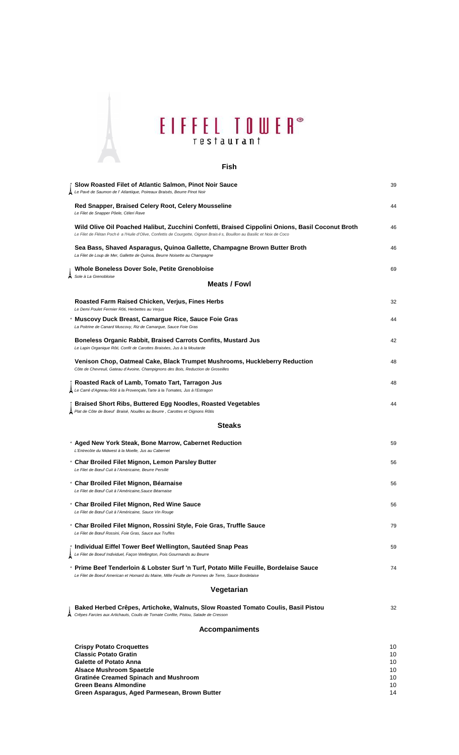# EIFFEL TOWER®
restaurant

## Fish

| | |
|---|---|
| **Slow Roasted Filet of Atlantic Salmon, Pinot Noir Sauce**<br>*Le Pavé de Saumon de l' Atlantique, Poireaux Braisés, Beurre Pinot Noir* | 39 |
| **Red Snapper, Braised Celery Root, Celery Mousseline**<br>*Le Filet de Snapper Pôele, Céleri Rave* | 44 |
| **Wild Olive Oil Poached Halibut, Zucchini Confetti, Braised Cippolini Onions, Basil Coconut Broth**<br>*Le Filet de Flétan Poch é a l'Huile d'Olive, Confettis de Courgette, Oignon Brais é s, Bouillon au Basilic et Noix de Coco* | 46 |
| **Sea Bass, Shaved Asparagus, Quinoa Gallette, Champagne Brown Butter Broth**<br>*La Filet de Loup de Mer, Gallette de Quinoa, Beurre Noisette au Champagne* | 46 |
| **Whole Boneless Dover Sole, Petite Grenobloise**<br>*Sole à La Grenobloise* | 69 |

## Meats / Fowl

| | |
|---|---|
| **Roasted Farm Raised Chicken, Verjus, Fines Herbs**<br>*Le Demi Poulet Fermier Rôti, Herbettes au Verjus* | 32 |
| * **Muscovy Duck Breast, Camargue Rice, Sauce Foie Gras**<br>*La Poitrine de Canard Muscovy, Riz de Camargue, Sauce Foie Gras* | 44 |
| **Boneless Organic Rabbit, Braised Carrots Confits, Mustard Jus**<br>*Le Lapin Organique Rôti, Confit de Carottes Braisées, Jus à la Moutarde* | 42 |
| **Venison Chop, Oatmeal Cake, Black Trumpet Mushrooms, Huckleberry Reduction**<br>*Côte de Chevreuil, Gateau d'Avoine, Champignons des Bois, Reduction de Groseilles* | 48 |
| **Roasted Rack of Lamb, Tomato Tart, Tarragon Jus**<br>*Le Carré d'Agneau Rôti à la Provençale,Tarte à la Tomates, Jus à l'Estragon* | 48 |
| **Braised Short Ribs, Buttered Egg Noodles, Roasted Vegetables**<br>*Plat de Côte de Boeuf Braisé, Nouilles au Beurre , Carottes et Oignons Rôtis* | 44 |

## Steaks

| | |
|---|---|
| * **Aged New York Steak, Bone Marrow, Cabernet Reduction**<br>*L'Entrecôte du Midwest à la Moelle, Jus au Cabernet* | 59 |
| * **Char Broiled Filet Mignon, Lemon Parsley Butter**<br>*Le Filet de Bœuf Cuit à l'Américaine, Beurre Persillé* | 56 |
| * **Char Broiled Filet Mignon, Béarnaise**<br>*Le Filet de Bœuf Cuit à l'Américaine,Sauce Béarnaise* | 56 |
| * **Char Broiled Filet Mignon, Red Wine Sauce**<br>*Le Filet de Bœuf Cuit à l'Américaine, Sauce Vin Rouge* | 56 |
| * **Char Broiled Filet Mignon, Rossini Style, Foie Gras, Truffle Sauce**<br>*Le Filet de Bœuf Rossini, Foie Gras, Sauce aux Truffes* | 79 |
| * **Individual Eiffel Tower Beef Wellington, Sautéed Snap Peas**<br>*Le Filet de Boeuf Individuel, Façon Wellington, Pois Gourmands au Beurre* | 59 |
| * **Prime Beef Tenderloin & Lobster Surf 'n Turf, Potato Mille Feuille, Bordelaise Sauce**<br>*Le Filet de Boeuf American et Homard du Maine, Mille Feuille de Pommes de Terre, Sauce Bordelaise* | 74 |

## Vegetarian

| | |
|---|---|
| **Baked Herbed Crêpes, Artichoke, Walnuts, Slow Roasted Tomato Coulis, Basil Pistou**<br>*Crêpes Farcies aux Artichauts, Coulis de Tomate Confite, Pistou, Salade de Cresson* | 32 |

## Accompaniments

| | |
|---|---|
| **Crispy Potato Croquettes** | 10 |
| **Classic Potato Gratin** | 10 |
| **Galette of Potato Anna** | 10 |
| **Alsace Mushroom Spaetzle** | 10 |
| **Gratinée Creamed Spinach and Mushroom** | 10 |
| **Green Beans Almondine** | 10 |
| **Green Asparagus, Aged Parmesean, Brown Butter** | 14 |